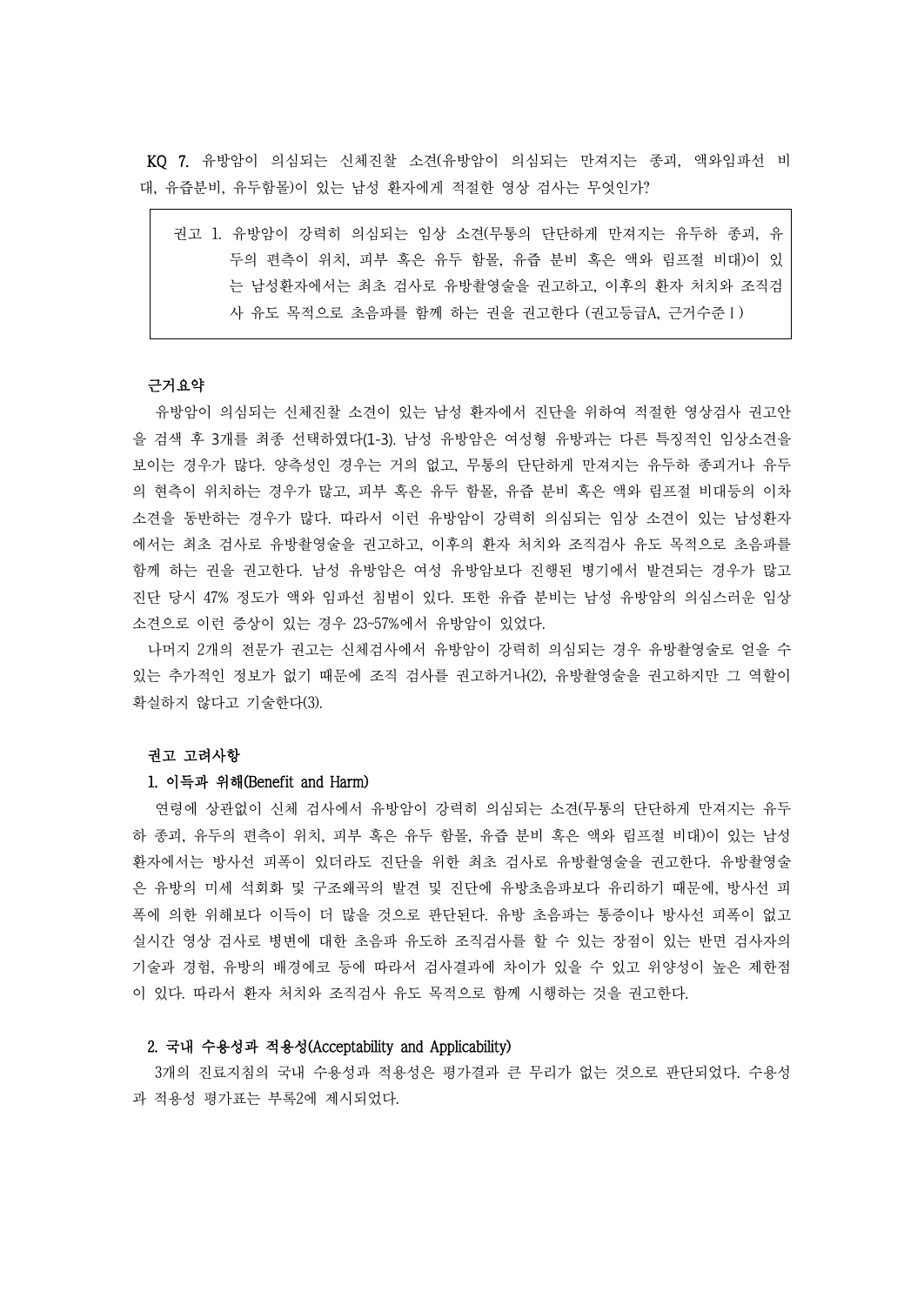**KQ 7.** 유방암이 의심되는 신체진찰 소견(유방암이 의심되는 만져지는 종괴, 액와임파선 비대, 유즙분비, 유두함몰)이 있는 남성 환자에게 적절한 영상 검사는 무엇인가?

> 권고 1. 유방암이 강력히 의심되는 임상 소견(무통의 단단하게 만져지는 유두하 종괴, 유두의 편측이 위치, 피부 혹은 유두 함몰, 유즙 분비 혹은 액와 림프절 비대)이 있는 남성환자에서는 최초 검사로 유방촬영술을 권고하고, 이후의 환자 처치와 조직검사 유도 목적으로 초음파를 함께 하는 권을 권고한다 (권고등급A, 근거수준 I )

**근거요약**

유방암이 의심되는 신체진찰 소견이 있는 남성 환자에서 진단을 위하여 적절한 영상검사 권고안을 검색 후 3개를 최종 선택하였다(1-3). 남성 유방암은 여성형 유방과는 다른 특징적인 임상소견을 보이는 경우가 많다. 양측성인 경우는 거의 없고, 무통의 단단하게 만져지는 유두하 종괴거나 유두의 편측이 위치하는 경우가 많고, 피부 혹은 유두 함몰, 유즙 분비 혹은 액와 림프절 비대등의 이차 소견을 동반하는 경우가 많다. 따라서 이런 유방암이 강력히 의심되는 임상 소견이 있는 남성환자에서는 최초 검사로 유방촬영술을 권고하고, 이후의 환자 처치와 조직검사 유도 목적으로 초음파를 함께 하는 권을 권고한다. 남성 유방암은 여성 유방암보다 진행된 병기에서 발견되는 경우가 많고 진단 당시 47% 정도가 액와 임파선 침범이 있다. 또한 유즙 분비는 남성 유방암의 의심스러운 임상 소견으로 이런 증상이 있는 경우 23~57%에서 유방암이 있었다.

나머지 2개의 전문가 권고는 신체검사에서 유방암이 강력히 의심되는 경우 유방촬영술로 얻을 수 있는 추가적인 정보가 없기 때문에 조직 검사를 권고하거나(2), 유방촬영술을 권고하지만 그 역할이 확실하지 않다고 기술한다(3).

**권고 고려사항**

**1. 이득과 위해(Benefit and Harm)**

연령에 상관없이 신체 검사에서 유방암이 강력히 의심되는 소견(무통의 단단하게 만져지는 유두하 종괴, 유두의 편측이 위치, 피부 혹은 유두 함몰, 유즙 분비 혹은 액와 림프절 비대)이 있는 남성 환자에서는 방사선 피폭이 있더라도 진단을 위한 최초 검사로 유방촬영술을 권고한다. 유방촬영술은 유방의 미세 석회화 및 구조왜곡의 발견 및 진단에 유방초음파보다 유리하기 때문에, 방사선 피폭에 의한 위해보다 이득이 더 많을 것으로 판단된다. 유방 초음파는 통증이나 방사선 피폭이 없고 실시간 영상 검사로 병변에 대한 초음파 유도하 조직검사를 할 수 있는 장점이 있는 반면 검사자의 기술과 경험, 유방의 배경에코 등에 따라서 검사결과에 차이가 있을 수 있고 위양성이 높은 제한점이 있다. 따라서 환자 처치와 조직검사 유도 목적으로 함께 시행하는 것을 권고한다.

**2. 국내 수용성과 적용성(Acceptability and Applicability)**

3개의 진료지침의 국내 수용성과 적용성은 평가결과 큰 무리가 없는 것으로 판단되었다. 수용성과 적용성 평가표는 부록2에 제시되었다.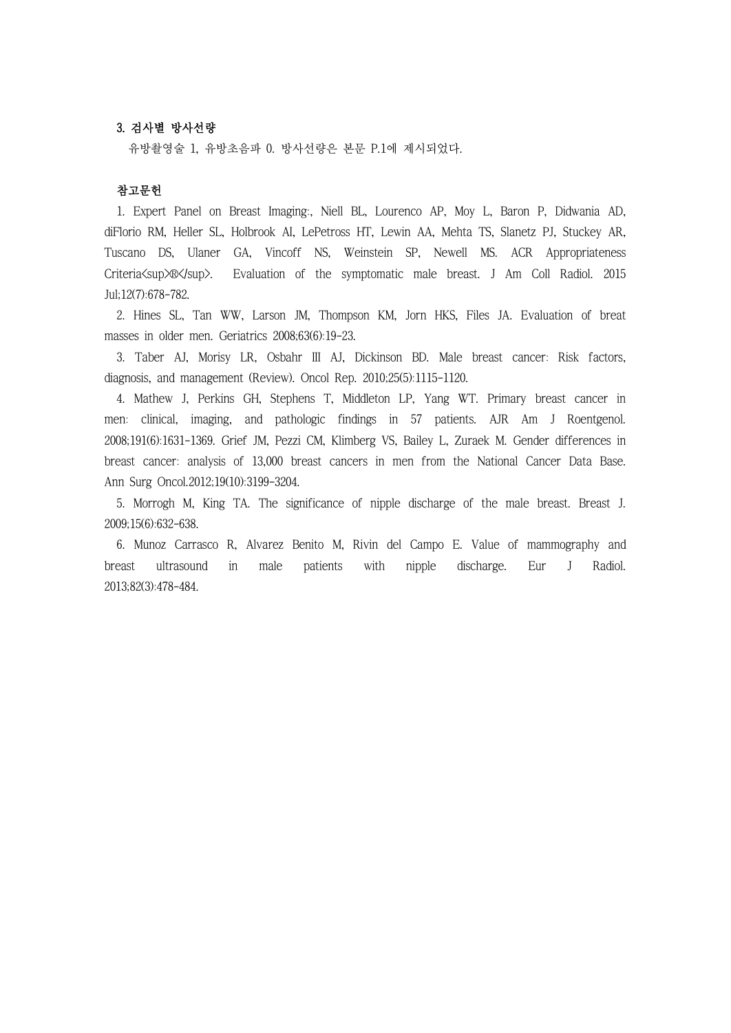### 3. 검사별 방사선량

유방촬영술 1, 유방초음파 0. 방사선량은 본문 P.1에 제시되었다.

### 참고문헌

1. Expert Panel on Breast Imaging:, Niell BL, Lourenco AP, Moy L, Baron P, Didwania AD, diFlorio RM, Heller SL, Holbrook AI, LePetross HT, Lewin AA, Mehta TS, Slanetz PJ, Stuckey AR, Tuscano DS, Ulaner GA, Vincoff NS, Weinstein SP, Newell MS. ACR Appropriateness Criteria<sup>®</sup>. Evaluation of the symptomatic male breast. J Am Coll Radiol. 2015 Jul;12(7):678-782.
2. Hines SL, Tan WW, Larson JM, Thompson KM, Jorn HKS, Files JA. Evaluation of breat masses in older men. Geriatrics 2008;63(6):19-23.
3. Taber AJ, Morisy LR, Osbahr III AJ, Dickinson BD. Male breast cancer: Risk factors, diagnosis, and management (Review). Oncol Rep. 2010;25(5):1115-1120.
4. Mathew J, Perkins GH, Stephens T, Middleton LP, Yang WT. Primary breast cancer in men: clinical, imaging, and pathologic findings in 57 patients. AJR Am J Roentgenol. 2008;191(6):1631-1369. Grief JM, Pezzi CM, Klimberg VS, Bailey L, Zuraek M. Gender differences in breast cancer: analysis of 13,000 breast cancers in men from the National Cancer Data Base. Ann Surg Oncol.2012;19(10):3199-3204.
5. Morrogh M, King TA. The significance of nipple discharge of the male breast. Breast J. 2009;15(6):632-638.
6. Munoz Carrasco R, Alvarez Benito M, Rivin del Campo E. Value of mammography and breast ultrasound in male patients with nipple discharge. Eur J Radiol. 2013;82(3):478-484.